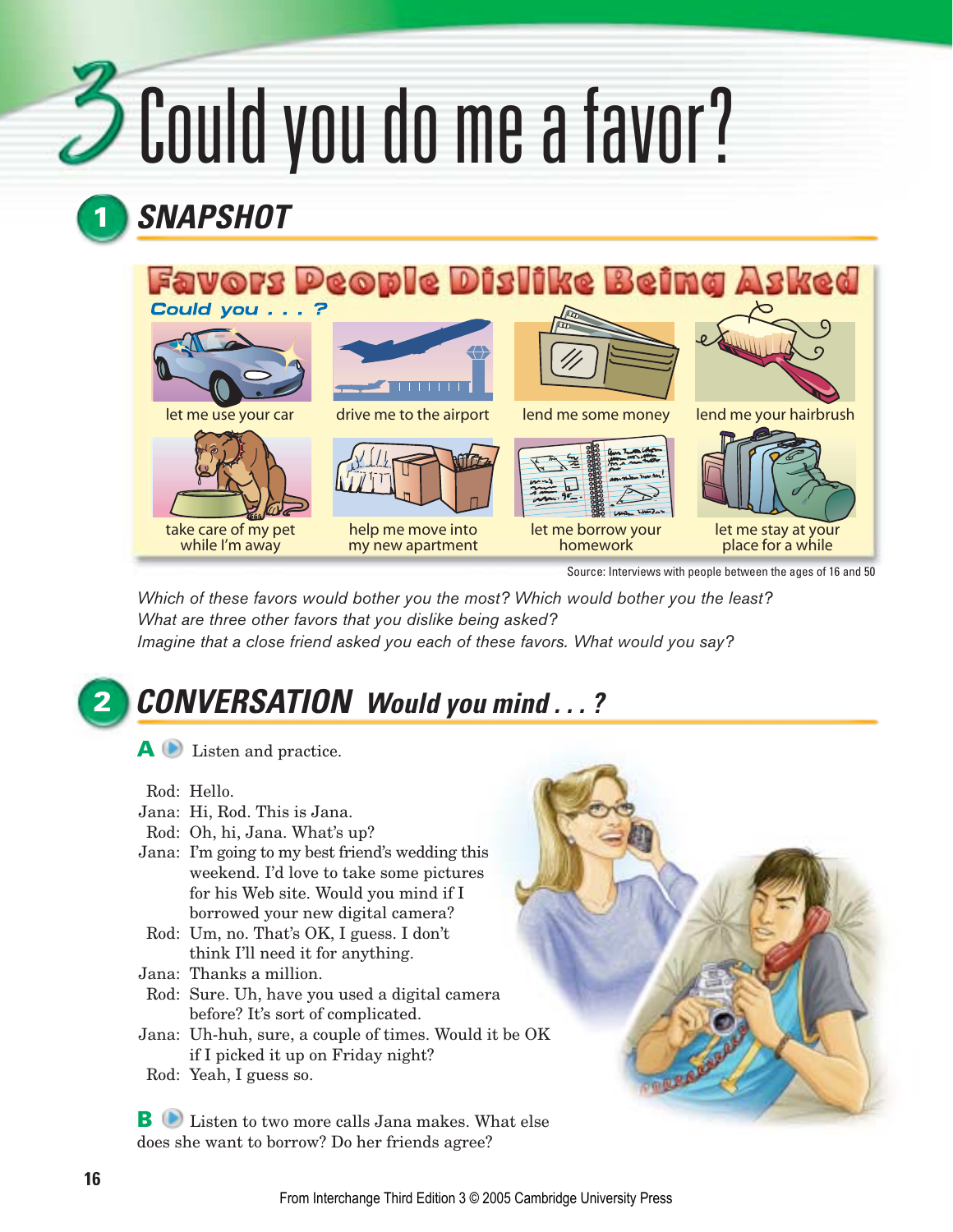# 3 Could you do me a favor?

## 1 SNAPSHOT

### Favors People Dislike Being Asked

*Could you . . . ?*

- let me use your car
- drive me to the airport
- lend me some money
- lend me your hairbrush
- take care of my pet while I'm away
- help me move into my new apartment
- let me borrow your homework
- let me stay at your place for a while

Source: Interviews with people between the ages of 16 and 50

*Which of these favors would bother you the most? Which would bother you the least?*
*What are three other favors that you dislike being asked?*
*Imagine that a close friend asked you each of these favors. What would you say?*

## 2 CONVERSATION *Would you mind . . . ?*

**A** Listen and practice.

Rod: Hello.
Jana: Hi, Rod. This is Jana.
Rod: Oh, hi, Jana. What's up?
Jana: I'm going to my best friend's wedding this weekend. I'd love to take some pictures for his Web site. Would you mind if I borrowed your new digital camera?
Rod: Um, no. That's OK, I guess. I don't think I'll need it for anything.
Jana: Thanks a million.
Rod: Sure. Uh, have you used a digital camera before? It's sort of complicated.
Jana: Uh-huh, sure, a couple of times. Would it be OK if I picked it up on Friday night?
Rod: Yeah, I guess so.

**B** Listen to two more calls Jana makes. What else does she want to borrow? Do her friends agree?

From Interchange Third Edition 3 © 2005 Cambridge University Press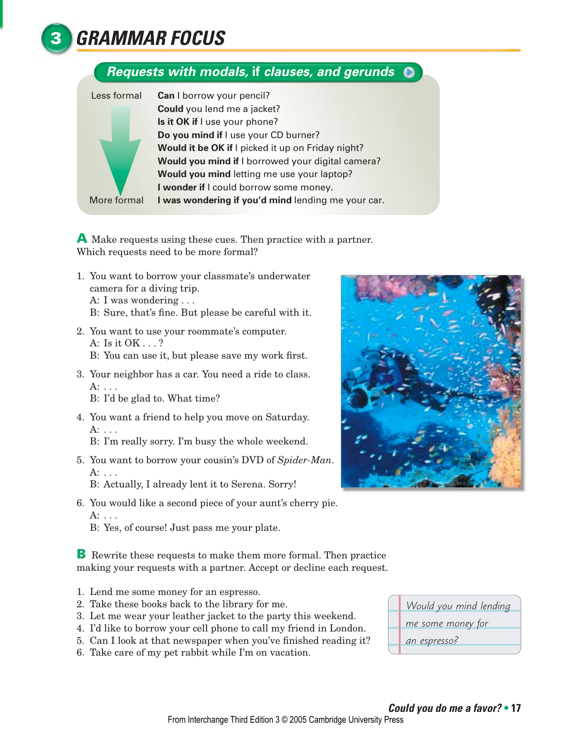# 3 GRAMMAR FOCUS

## Requests with modals, if clauses, and gerunds

| | |
|---|---|
| Less formal | **Can** I borrow your pencil? |
| | **Could** you lend me a jacket? |
| | **Is it OK if** I use your phone? |
| | **Do you mind if** I use your CD burner? |
| | **Would it be OK if** I picked it up on Friday night? |
| | **Would you mind if** I borrowed your digital camera? |
| | **Would you mind** letting me use your laptop? |
| | **I wonder if** I could borrow some money. |
| More formal | **I was wondering if you'd mind** lending me your car. |

**A** Make requests using these cues. Then practice with a partner. Which requests need to be more formal?

1. You want to borrow your classmate's underwater camera for a diving trip.
   A: I was wondering . . .
   B: Sure, that's fine. But please be careful with it.
2. You want to use your roommate's computer.
   A: Is it OK . . . ?
   B: You can use it, but please save my work first.
3. Your neighbor has a car. You need a ride to class.
   A: . . .
   B: I'd be glad to. What time?
4. You want a friend to help you move on Saturday.
   A: . . .
   B: I'm really sorry. I'm busy the whole weekend.
5. You want to borrow your cousin's DVD of *Spider-Man*.
   A: . . .
   B: Actually, I already lent it to Serena. Sorry!
6. You would like a second piece of your aunt's cherry pie.
   A: . . .
   B: Yes, of course! Just pass me your plate.

**B** Rewrite these requests to make them more formal. Then practice making your requests with a partner. Accept or decline each request.

1. Lend me some money for an espresso.
2. Take these books back to the library for me.
3. Let me wear your leather jacket to the party this weekend.
4. I'd like to borrow your cell phone to call my friend in London.
5. Can I look at that newspaper when you've finished reading it?
6. Take care of my pet rabbit while I'm on vacation.

*Would you mind lending me some money for an espresso?*

From Interchange Third Edition 3 © 2005 Cambridge University Press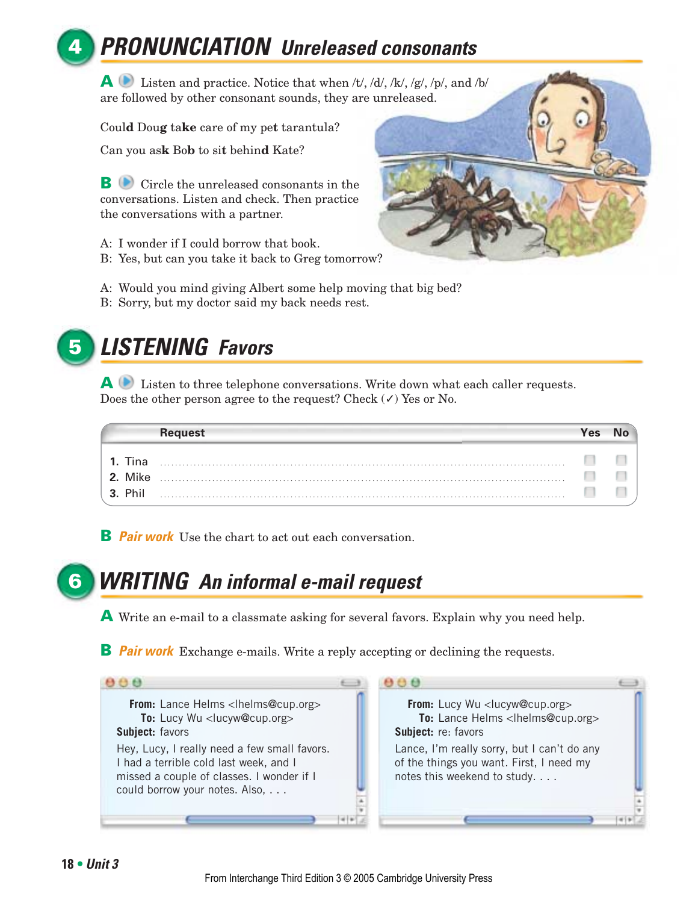## 4 PRONUNCIATION *Unreleased consonants*

**A** Listen and practice. Notice that when /t/, /d/, /k/, /g/, /p/, and /b/ are followed by other consonant sounds, they are unreleased.

Coul**d** Dou**g** ta**k**e care of my pe**t** tarantula?

Can you as**k** Bo**b** to si**t** behin**d** Kate?

**B** Circle the unreleased consonants in the conversations. Listen and check. Then practice the conversations with a partner.

A: I wonder if I could borrow that book.
B: Yes, but can you take it back to Greg tomorrow?

A: Would you mind giving Albert some help moving that big bed?
B: Sorry, but my doctor said my back needs rest.

## 5 LISTENING *Favors*

**A** Listen to three telephone conversations. Write down what each caller requests. Does the other person agree to the request? Check (✓) Yes or No.

| | Request | Yes | No |
|---|---|---|---|
| **1.** Tina | ........................................ | ☐ | ☐ |
| **2.** Mike | ........................................ | ☐ | ☐ |
| **3.** Phil | ........................................ | ☐ | ☐ |

**B** *Pair work* Use the chart to act out each conversation.

## 6 WRITING *An informal e-mail request*

**A** Write an e-mail to a classmate asking for several favors. Explain why you need help.

**B** *Pair work* Exchange e-mails. Write a reply accepting or declining the requests.

**From:** Lance Helms <lhelms@cup.org>
**To:** Lucy Wu <lucyw@cup.org>
**Subject:** favors

Hey, Lucy, I really need a few small favors. I had a terrible cold last week, and I missed a couple of classes. I wonder if I could borrow your notes. Also, . . .

**From:** Lucy Wu <lucyw@cup.org>
**To:** Lance Helms <lhelms@cup.org>
**Subject:** re: favors

Lance, I'm really sorry, but I can't do any of the things you want. First, I need my notes this weekend to study. . . .

From Interchange Third Edition 3 © 2005 Cambridge University Press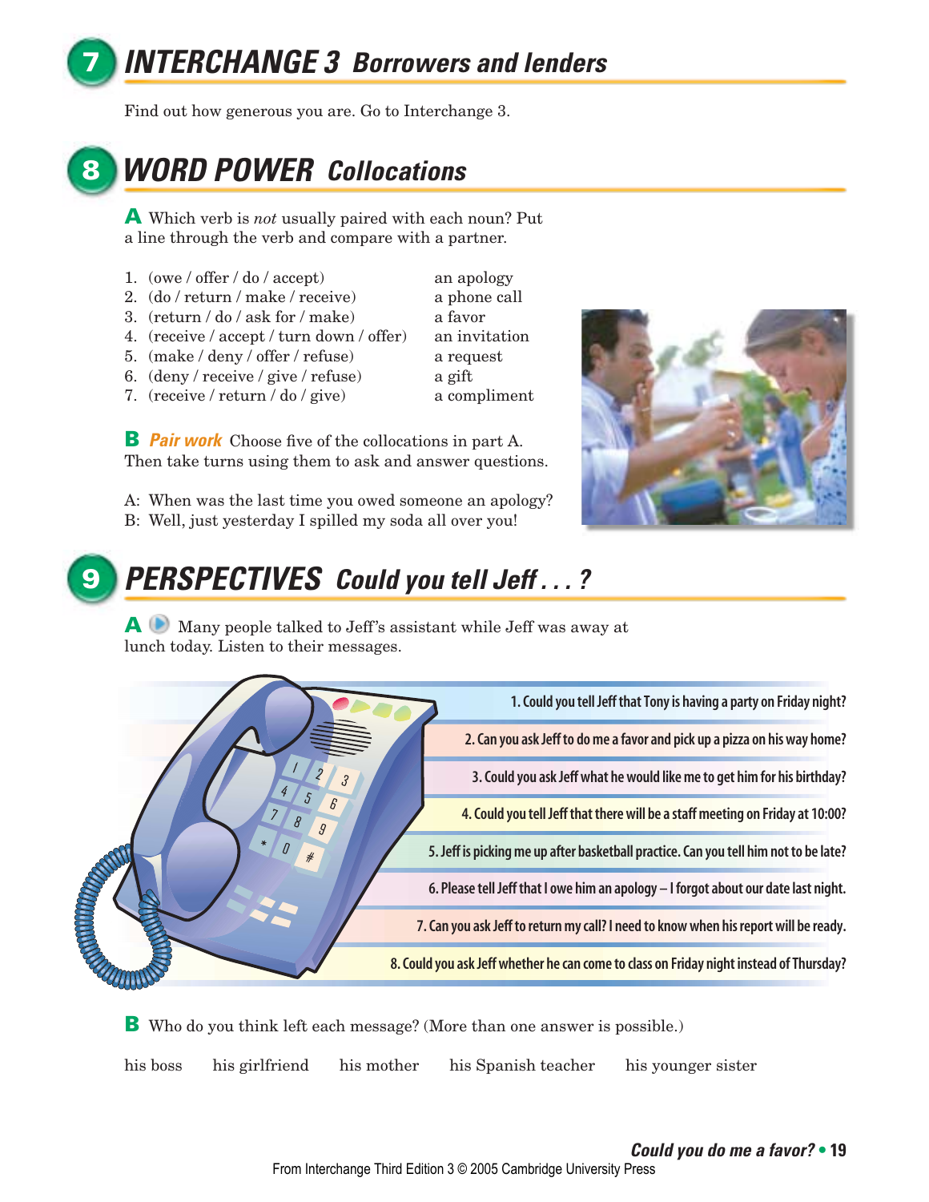## 7 INTERCHANGE 3 Borrowers and lenders

Find out how generous you are. Go to Interchange 3.

## 8 WORD POWER Collocations

**A** Which verb is *not* usually paired with each noun? Put a line through the verb and compare with a partner.

1. (owe / offer / do / accept) an apology
2. (do / return / make / receive) a phone call
3. (return / do / ask for / make) a favor
4. (receive / accept / turn down / offer) an invitation
5. (make / deny / offer / refuse) a request
6. (deny / receive / give / refuse) a gift
7. (receive / return / do / give) a compliment

**B** ***Pair work*** Choose five of the collocations in part A. Then take turns using them to ask and answer questions.

A: When was the last time you owed someone an apology?
B: Well, just yesterday I spilled my soda all over you!

## 9 PERSPECTIVES Could you tell Jeff . . . ?

**A** Many people talked to Jeff's assistant while Jeff was away at lunch today. Listen to their messages.

1. Could you tell Jeff that Tony is having a party on Friday night?
2. Can you ask Jeff to do me a favor and pick up a pizza on his way home?
3. Could you ask Jeff what he would like me to get him for his birthday?
4. Could you tell Jeff that there will be a staff meeting on Friday at 10:00?
5. Jeff is picking me up after basketball practice. Can you tell him not to be late?
6. Please tell Jeff that I owe him an apology – I forgot about our date last night.
7. Can you ask Jeff to return my call? I need to know when his report will be ready.
8. Could you ask Jeff whether he can come to class on Friday night instead of Thursday?

**B** Who do you think left each message? (More than one answer is possible.)

his boss  his girlfriend  his mother  his Spanish teacher  his younger sister

From Interchange Third Edition 3 © 2005 Cambridge University Press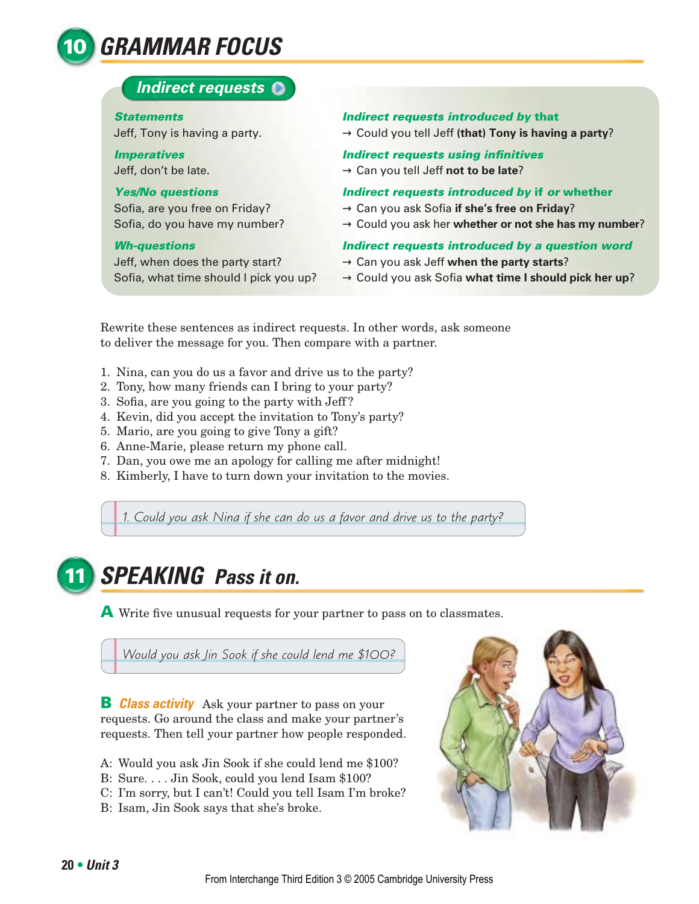## 10 GRAMMAR FOCUS

### Indirect requests

| | |
|---|---|
| ***Statements*** | ***Indirect requests introduced by* that** |
| Jeff, Tony is having a party. | → Could you tell Jeff **(that) Tony is having a party**? |
| ***Imperatives*** | ***Indirect requests using infinitives*** |
| Jeff, don't be late. | → Can you tell Jeff **not to be late**? |
| ***Yes/No questions*** | ***Indirect requests introduced by* if *or* whether** |
| Sofia, are you free on Friday? | → Can you ask Sofia **if she's free on Friday**? |
| Sofia, do you have my number? | → Could you ask her **whether or not she has my number**? |
| ***Wh-questions*** | ***Indirect requests introduced by a question word*** |
| Jeff, when does the party start? | → Can you ask Jeff **when the party starts**? |
| Sofia, what time should I pick you up? | → Could you ask Sofia **what time I should pick her up**? |

Rewrite these sentences as indirect requests. In other words, ask someone to deliver the message for you. Then compare with a partner.

1. Nina, can you do us a favor and drive us to the party?
2. Tony, how many friends can I bring to your party?
3. Sofia, are you going to the party with Jeff?
4. Kevin, did you accept the invitation to Tony's party?
5. Mario, are you going to give Tony a gift?
6. Anne-Marie, please return my phone call.
7. Dan, you owe me an apology for calling me after midnight!
8. Kimberly, I have to turn down your invitation to the movies.

*1. Could you ask Nina if she can do us a favor and drive us to the party?*

## 11 SPEAKING Pass it on.

**A** Write five unusual requests for your partner to pass on to classmates.

*Would you ask Jin Sook if she could lend me $100?*

**B** ***Class activity*** Ask your partner to pass on your requests. Go around the class and make your partner's requests. Then tell your partner how people responded.

A: Would you ask Jin Sook if she could lend me $100?
B: Sure. . . . Jin Sook, could you lend Isam $100?
C: I'm sorry, but I can't! Could you tell Isam I'm broke?
B: Isam, Jin Sook says that she's broke.

From Interchange Third Edition 3 © 2005 Cambridge University Press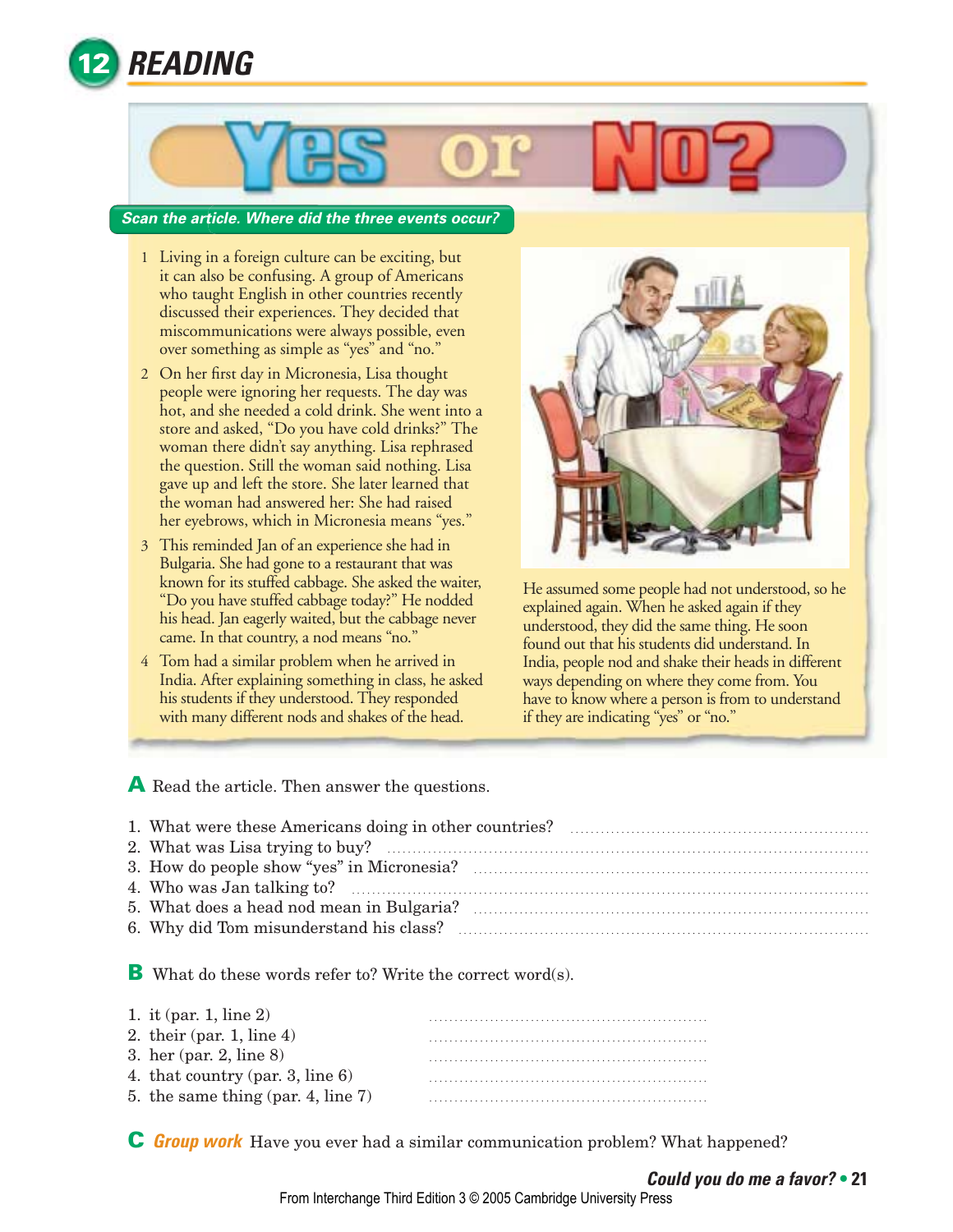# 12 READING

## Yes or No?

***Scan the article. Where did the three events occur?***

1 Living in a foreign culture can be exciting, but it can also be confusing. A group of Americans who taught English in other countries recently discussed their experiences. They decided that miscommunications were always possible, even over something as simple as "yes" and "no."

2 On her first day in Micronesia, Lisa thought people were ignoring her requests. The day was hot, and she needed a cold drink. She went into a store and asked, "Do you have cold drinks?" The woman there didn't say anything. Lisa rephrased the question. Still the woman said nothing. Lisa gave up and left the store. She later learned that the woman had answered her: She had raised her eyebrows, which in Micronesia means "yes."

3 This reminded Jan of an experience she had in Bulgaria. She had gone to a restaurant that was known for its stuffed cabbage. She asked the waiter, "Do you have stuffed cabbage today?" He nodded his head. Jan eagerly waited, but the cabbage never came. In that country, a nod means "no."

4 Tom had a similar problem when he arrived in India. After explaining something in class, he asked his students if they understood. They responded with many different nods and shakes of the head. He assumed some people had not understood, so he explained again. When he asked again if they understood, they did the same thing. He soon found out that his students did understand. In India, people nod and shake their heads in different ways depending on where they come from. You have to know where a person is from to understand if they are indicating "yes" or "no."

**A** Read the article. Then answer the questions.

1. What were these Americans doing in other countries? ........................................
2. What was Lisa trying to buy? ........................................
3. How do people show "yes" in Micronesia? ........................................
4. Who was Jan talking to? ........................................
5. What does a head nod mean in Bulgaria? ........................................
6. Why did Tom misunderstand his class? ........................................

**B** What do these words refer to? Write the correct word(s).

1. it (par. 1, line 2) ........................................
2. their (par. 1, line 4) ........................................
3. her (par. 2, line 8) ........................................
4. that country (par. 3, line 6) ........................................
5. the same thing (par. 4, line 7) ........................................

**C** ***Group work*** Have you ever had a similar communication problem? What happened?

From Interchange Third Edition 3 © 2005 Cambridge University Press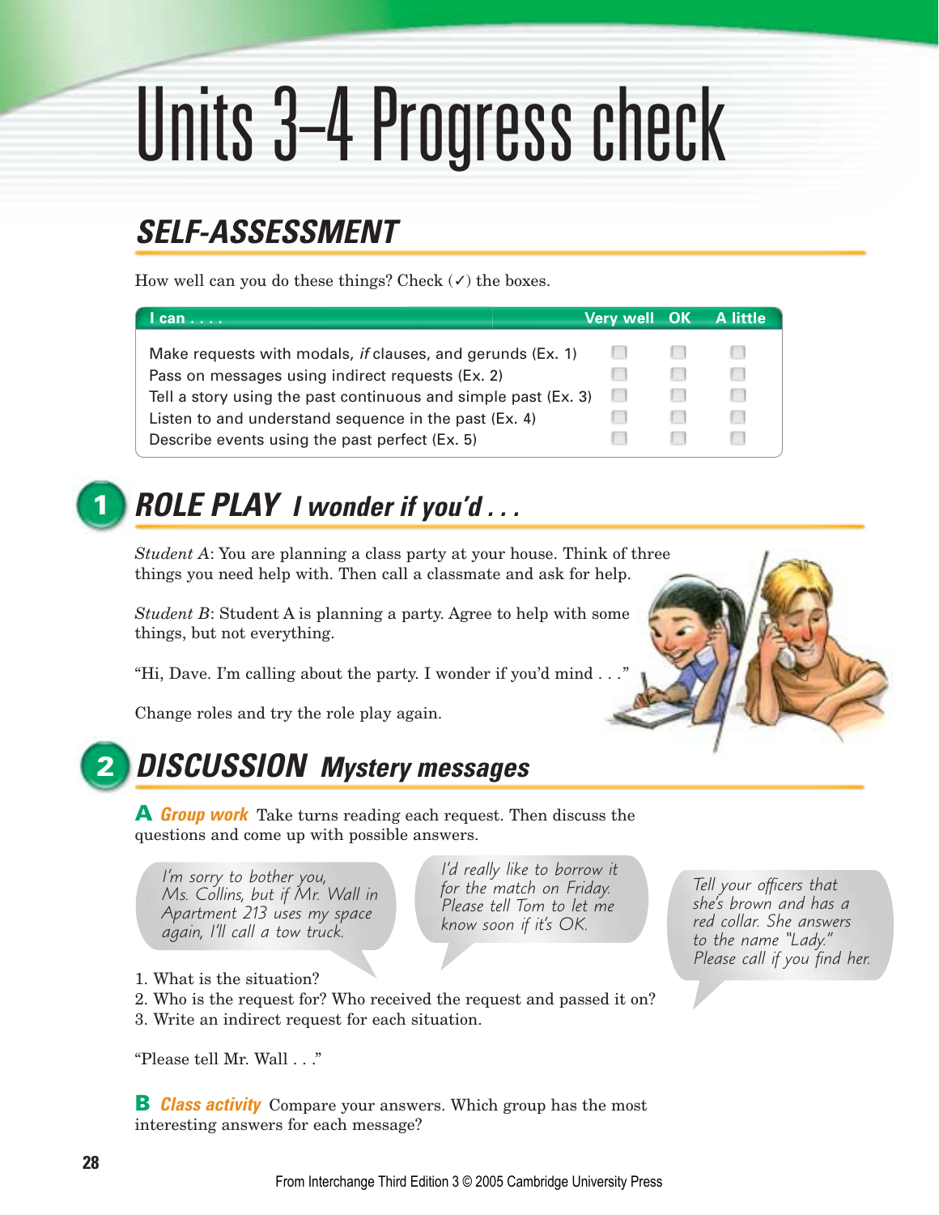# Units 3–4 Progress check

## SELF-ASSESSMENT

How well can you do these things? Check (✓) the boxes.

| I can . . . . | Very well | OK | A little |
|---|---|---|---|
| Make requests with modals, *if* clauses, and gerunds (Ex. 1) | ☐ | ☐ | ☐ |
| Pass on messages using indirect requests (Ex. 2) | ☐ | ☐ | ☐ |
| Tell a story using the past continuous and simple past (Ex. 3) | ☐ | ☐ | ☐ |
| Listen to and understand sequence in the past (Ex. 4) | ☐ | ☐ | ☐ |
| Describe events using the past perfect (Ex. 5) | ☐ | ☐ | ☐ |

## 1 ROLE PLAY *I wonder if you'd . . .*

*Student A*: You are planning a class party at your house. Think of three things you need help with. Then call a classmate and ask for help.

*Student B*: Student A is planning a party. Agree to help with some things, but not everything.

"Hi, Dave. I'm calling about the party. I wonder if you'd mind . . ."

Change roles and try the role play again.

## 2 DISCUSSION *Mystery messages*

**A** ***Group work*** Take turns reading each request. Then discuss the questions and come up with possible answers.

*I'm sorry to bother you, Ms. Collins, but if Mr. Wall in Apartment 213 uses my space again, I'll call a tow truck.*

*I'd really like to borrow it for the match on Friday. Please tell Tom to let me know soon if it's OK.*

*Tell your officers that she's brown and has a red collar. She answers to the name "Lady." Please call if you find her.*

1. What is the situation?
2. Who is the request for? Who received the request and passed it on?
3. Write an indirect request for each situation.

"Please tell Mr. Wall . . ."

**B** ***Class activity*** Compare your answers. Which group has the most interesting answers for each message?

From Interchange Third Edition 3 © 2005 Cambridge University Press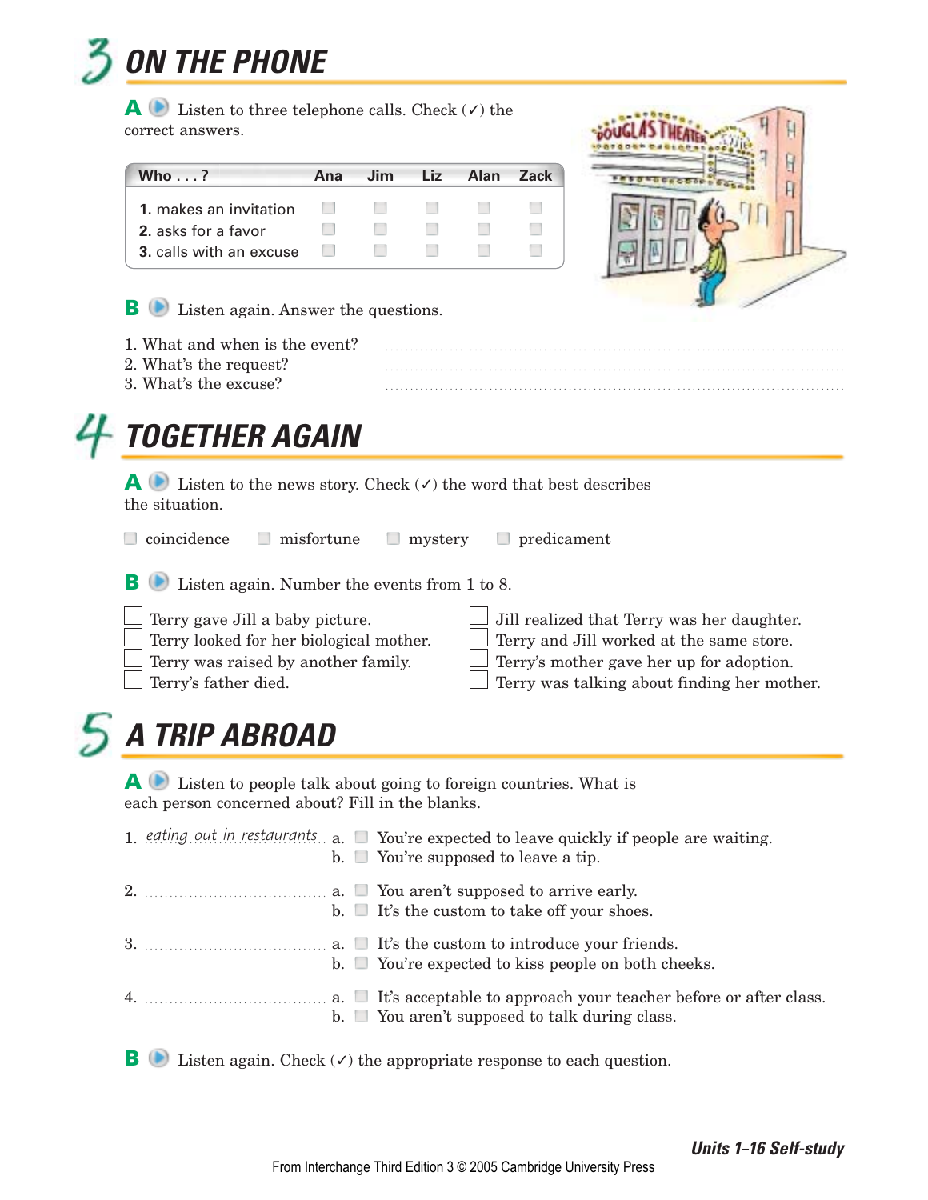# 3 ON THE PHONE

**A** Listen to three telephone calls. Check (✓) the correct answers.

| Who . . . ? | Ana | Jim | Liz | Alan | Zack |
|---|---|---|---|---|---|
| **1.** makes an invitation | ☐ | ☐ | ☐ | ☐ | ☐ |
| **2.** asks for a favor | ☐ | ☐ | ☐ | ☐ | ☐ |
| **3.** calls with an excuse | ☐ | ☐ | ☐ | ☐ | ☐ |

**B** Listen again. Answer the questions.

1. What and when is the event? ........................................
2. What's the request? ........................................
3. What's the excuse? ........................................

# 4 TOGETHER AGAIN

**A** Listen to the news story. Check (✓) the word that best describes the situation.

☐ coincidence ☐ misfortune ☐ mystery ☐ predicament

**B** Listen again. Number the events from 1 to 8.

☐ Terry gave Jill a baby picture.
☐ Terry looked for her biological mother.
☐ Terry was raised by another family.
☐ Terry's father died.
☐ Jill realized that Terry was her daughter.
☐ Terry and Jill worked at the same store.
☐ Terry's mother gave her up for adoption.
☐ Terry was talking about finding her mother.

# 5 A TRIP ABROAD

**A** Listen to people talk about going to foreign countries. What is each person concerned about? Fill in the blanks.

1. *eating out in restaurants*
   a. ☐ You're expected to leave quickly if people are waiting.
   b. ☐ You're supposed to leave a tip.

2. ....................................
   a. ☐ You aren't supposed to arrive early.
   b. ☐ It's the custom to take off your shoes.

3. ....................................
   a. ☐ It's the custom to introduce your friends.
   b. ☐ You're expected to kiss people on both cheeks.

4. ....................................
   a. ☐ It's acceptable to approach your teacher before or after class.
   b. ☐ You aren't supposed to talk during class.

**B** Listen again. Check (✓) the appropriate response to each question.